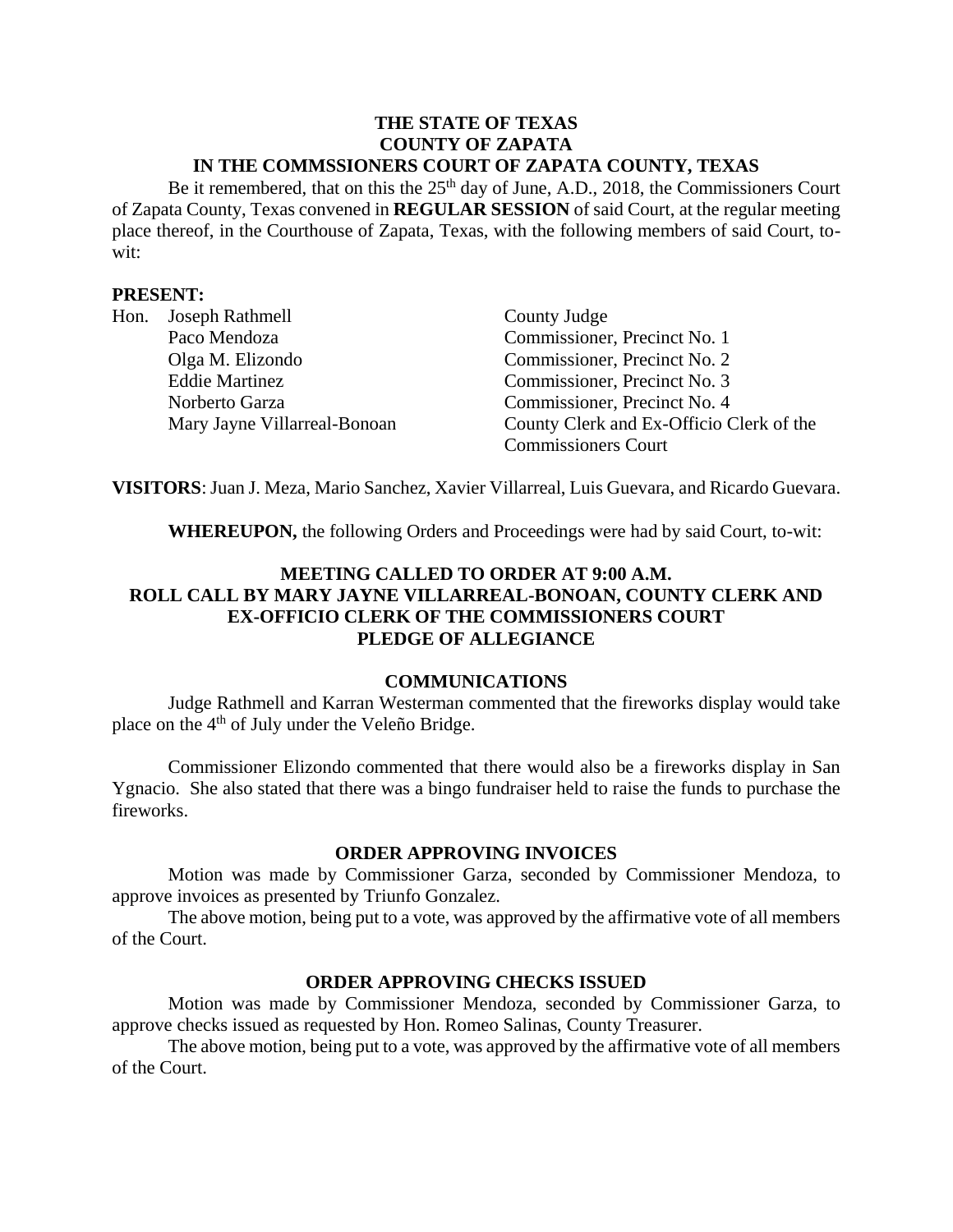**THE STATE OF TEXAS**
**COUNTY OF ZAPATA**
**IN THE COMMSSIONERS COURT OF ZAPATA COUNTY, TEXAS**

Be it remembered, that on this the 25th day of June, A.D., 2018, the Commissioners Court of Zapata County, Texas convened in **REGULAR SESSION** of said Court, at the regular meeting place thereof, in the Courthouse of Zapata, Texas, with the following members of said Court, to-wit:

**PRESENT:**

| | | |
|---|---|---|
| Hon. | Joseph Rathmell | County Judge |
| | Paco Mendoza | Commissioner, Precinct No. 1 |
| | Olga M. Elizondo | Commissioner, Precinct No. 2 |
| | Eddie Martinez | Commissioner, Precinct No. 3 |
| | Norberto Garza | Commissioner, Precinct No. 4 |
| | Mary Jayne Villarreal-Bonoan | County Clerk and Ex-Officio Clerk of the Commissioners Court |

**VISITORS**: Juan J. Meza, Mario Sanchez, Xavier Villarreal, Luis Guevara, and Ricardo Guevara.

**WHEREUPON,** the following Orders and Proceedings were had by said Court, to-wit:

**MEETING CALLED TO ORDER AT 9:00 A.M.**
**ROLL CALL BY MARY JAYNE VILLARREAL-BONOAN, COUNTY CLERK AND EX-OFFICIO CLERK OF THE COMMISSIONERS COURT**
**PLEDGE OF ALLEGIANCE**

## COMMUNICATIONS

Judge Rathmell and Karran Westerman commented that the fireworks display would take place on the 4th of July under the Veleño Bridge.

Commissioner Elizondo commented that there would also be a fireworks display in San Ygnacio. She also stated that there was a bingo fundraiser held to raise the funds to purchase the fireworks.

## ORDER APPROVING INVOICES

Motion was made by Commissioner Garza, seconded by Commissioner Mendoza, to approve invoices as presented by Triunfo Gonzalez.

The above motion, being put to a vote, was approved by the affirmative vote of all members of the Court.

## ORDER APPROVING CHECKS ISSUED

Motion was made by Commissioner Mendoza, seconded by Commissioner Garza, to approve checks issued as requested by Hon. Romeo Salinas, County Treasurer.

The above motion, being put to a vote, was approved by the affirmative vote of all members of the Court.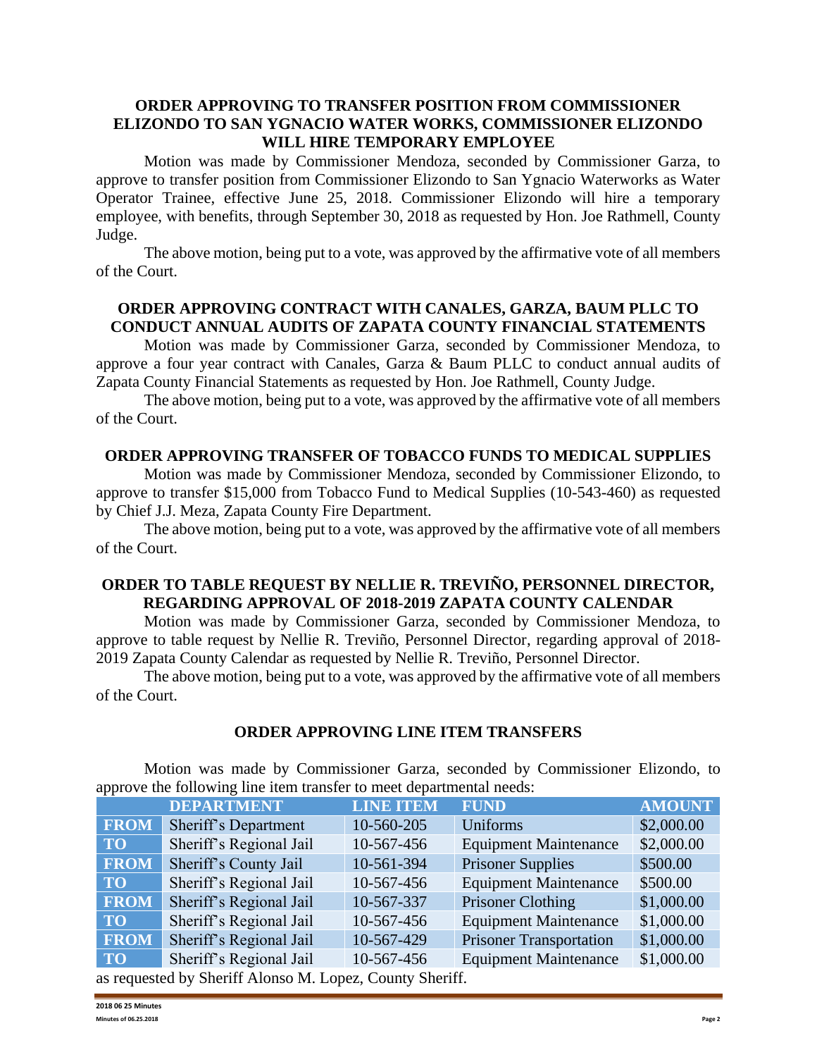## ORDER APPROVING TO TRANSFER POSITION FROM COMMISSIONER ELIZONDO TO SAN YGNACIO WATER WORKS, COMMISSIONER ELIZONDO WILL HIRE TEMPORARY EMPLOYEE

Motion was made by Commissioner Mendoza, seconded by Commissioner Garza, to approve to transfer position from Commissioner Elizondo to San Ygnacio Waterworks as Water Operator Trainee, effective June 25, 2018. Commissioner Elizondo will hire a temporary employee, with benefits, through September 30, 2018 as requested by Hon. Joe Rathmell, County Judge.

The above motion, being put to a vote, was approved by the affirmative vote of all members of the Court.

## ORDER APPROVING CONTRACT WITH CANALES, GARZA, BAUM PLLC TO CONDUCT ANNUAL AUDITS OF ZAPATA COUNTY FINANCIAL STATEMENTS

Motion was made by Commissioner Garza, seconded by Commissioner Mendoza, to approve a four year contract with Canales, Garza & Baum PLLC to conduct annual audits of Zapata County Financial Statements as requested by Hon. Joe Rathmell, County Judge.

The above motion, being put to a vote, was approved by the affirmative vote of all members of the Court.

## ORDER APPROVING TRANSFER OF TOBACCO FUNDS TO MEDICAL SUPPLIES

Motion was made by Commissioner Mendoza, seconded by Commissioner Elizondo, to approve to transfer $15,000 from Tobacco Fund to Medical Supplies (10-543-460) as requested by Chief J.J. Meza, Zapata County Fire Department.

The above motion, being put to a vote, was approved by the affirmative vote of all members of the Court.

## ORDER TO TABLE REQUEST BY NELLIE R. TREVIÑO, PERSONNEL DIRECTOR, REGARDING APPROVAL OF 2018-2019 ZAPATA COUNTY CALENDAR

Motion was made by Commissioner Garza, seconded by Commissioner Mendoza, to approve to table request by Nellie R. Treviño, Personnel Director, regarding approval of 2018-2019 Zapata County Calendar as requested by Nellie R. Treviño, Personnel Director.

The above motion, being put to a vote, was approved by the affirmative vote of all members of the Court.

## ORDER APPROVING LINE ITEM TRANSFERS

Motion was made by Commissioner Garza, seconded by Commissioner Elizondo, to approve the following line item transfer to meet departmental needs:

| | DEPARTMENT | LINE ITEM | FUND | AMOUNT |
|---|---|---|---|---|
| FROM | Sheriff's Department | 10-560-205 | Uniforms | $2,000.00 |
| TO | Sheriff's Regional Jail | 10-567-456 | Equipment Maintenance | $2,000.00 |
| FROM | Sheriff's County Jail | 10-561-394 | Prisoner Supplies | $500.00 |
| TO | Sheriff's Regional Jail | 10-567-456 | Equipment Maintenance | $500.00 |
| FROM | Sheriff's Regional Jail | 10-567-337 | Prisoner Clothing | $1,000.00 |
| TO | Sheriff's Regional Jail | 10-567-456 | Equipment Maintenance | $1,000.00 |
| FROM | Sheriff's Regional Jail | 10-567-429 | Prisoner Transportation | $1,000.00 |
| TO | Sheriff's Regional Jail | 10-567-456 | Equipment Maintenance | $1,000.00 |

as requested by Sheriff Alonso M. Lopez, County Sheriff.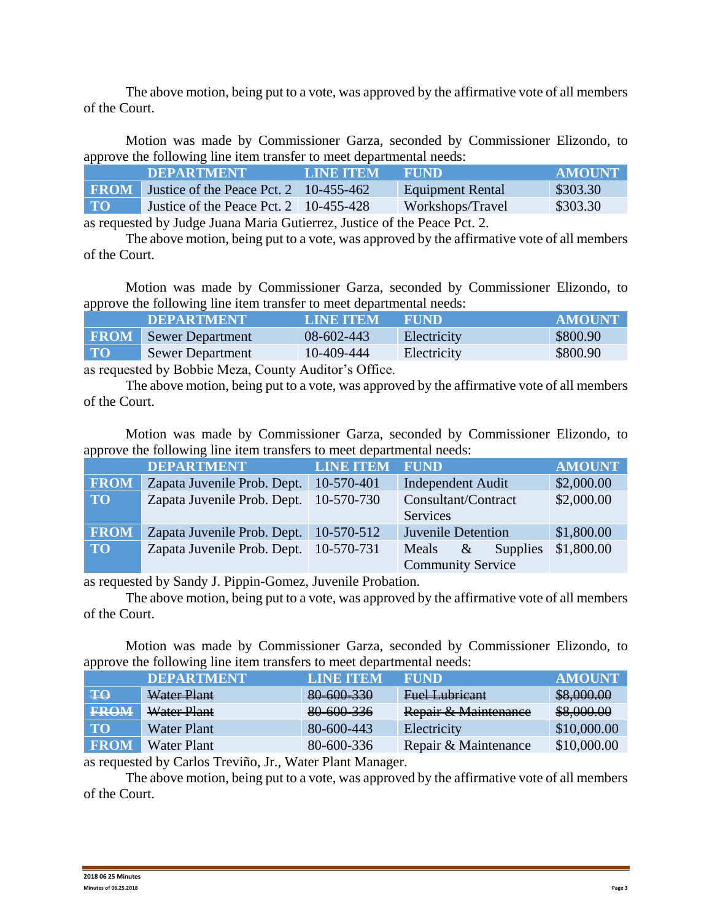The above motion, being put to a vote, was approved by the affirmative vote of all members of the Court.

Motion was made by Commissioner Garza, seconded by Commissioner Elizondo, to approve the following line item transfer to meet departmental needs:

| | DEPARTMENT | LINE ITEM | FUND | AMOUNT |
|---|---|---|---|---|
| FROM | Justice of the Peace Pct. 2 | 10-455-462 | Equipment Rental | $303.30 |
| TO | Justice of the Peace Pct. 2 | 10-455-428 | Workshops/Travel | $303.30 |

as requested by Judge Juana Maria Gutierrez, Justice of the Peace Pct. 2.

The above motion, being put to a vote, was approved by the affirmative vote of all members of the Court.

Motion was made by Commissioner Garza, seconded by Commissioner Elizondo, to approve the following line item transfer to meet departmental needs:

| | DEPARTMENT | LINE ITEM | FUND | AMOUNT |
|---|---|---|---|---|
| FROM | Sewer Department | 08-602-443 | Electricity | $800.90 |
| TO | Sewer Department | 10-409-444 | Electricity | $800.90 |

as requested by Bobbie Meza, County Auditor's Office.

The above motion, being put to a vote, was approved by the affirmative vote of all members of the Court.

Motion was made by Commissioner Garza, seconded by Commissioner Elizondo, to approve the following line item transfers to meet departmental needs:

| | DEPARTMENT | LINE ITEM | FUND | AMOUNT |
|---|---|---|---|---|
| FROM | Zapata Juvenile Prob. Dept. | 10-570-401 | Independent Audit | $2,000.00 |
| TO | Zapata Juvenile Prob. Dept. | 10-570-730 | Consultant/Contract Services | $2,000.00 |
| FROM | Zapata Juvenile Prob. Dept. | 10-570-512 | Juvenile Detention | $1,800.00 |
| TO | Zapata Juvenile Prob. Dept. | 10-570-731 | Meals & Supplies Community Service | $1,800.00 |

as requested by Sandy J. Pippin-Gomez, Juvenile Probation.

The above motion, being put to a vote, was approved by the affirmative vote of all members of the Court.

Motion was made by Commissioner Garza, seconded by Commissioner Elizondo, to approve the following line item transfers to meet departmental needs:

| | DEPARTMENT | LINE ITEM | FUND | AMOUNT |
|---|---|---|---|---|
| ~~TO~~ | ~~Water Plant~~ | ~~80-600-330~~ | ~~Fuel Lubricant~~ | ~~$8,000.00~~ |
| ~~FROM~~ | ~~Water Plant~~ | ~~80-600-336~~ | ~~Repair & Maintenance~~ | ~~$8,000.00~~ |
| TO | Water Plant | 80-600-443 | Electricity | $10,000.00 |
| FROM | Water Plant | 80-600-336 | Repair & Maintenance | $10,000.00 |

as requested by Carlos Treviño, Jr., Water Plant Manager.

The above motion, being put to a vote, was approved by the affirmative vote of all members of the Court.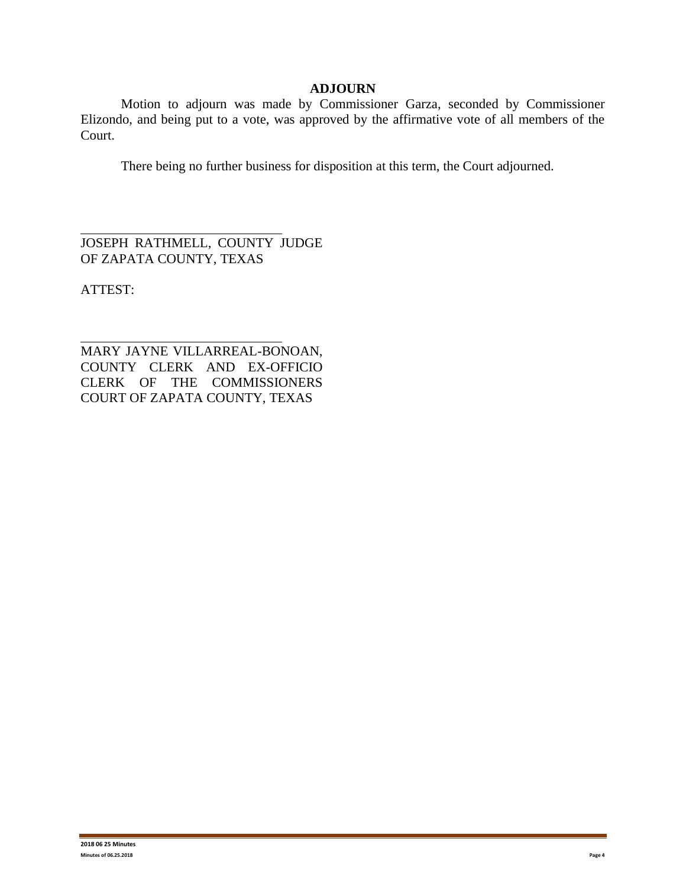## ADJOURN

Motion to adjourn was made by Commissioner Garza, seconded by Commissioner Elizondo, and being put to a vote, was approved by the affirmative vote of all members of the Court.

There being no further business for disposition at this term, the Court adjourned.

\_\_\_\_\_\_\_\_\_\_\_\_\_\_\_\_\_\_\_\_\_\_\_\_\_\_\_\_\_\_

JOSEPH RATHMELL, COUNTY JUDGE
OF ZAPATA COUNTY, TEXAS

ATTEST:

\_\_\_\_\_\_\_\_\_\_\_\_\_\_\_\_\_\_\_\_\_\_\_\_\_\_\_\_\_\_

MARY JAYNE VILLARREAL-BONOAN,
COUNTY CLERK AND EX-OFFICIO
CLERK OF THE COMMISSIONERS
COURT OF ZAPATA COUNTY, TEXAS